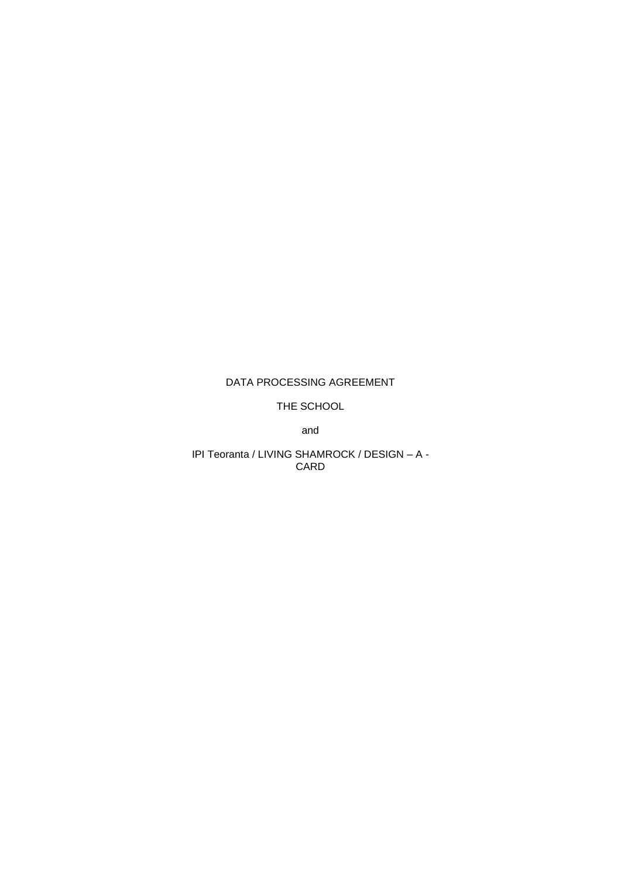# DATA PROCESSING AGREEMENT

THE SCHOOL

and

IPI Teoranta / LIVING SHAMROCK / DESIGN – A - CARD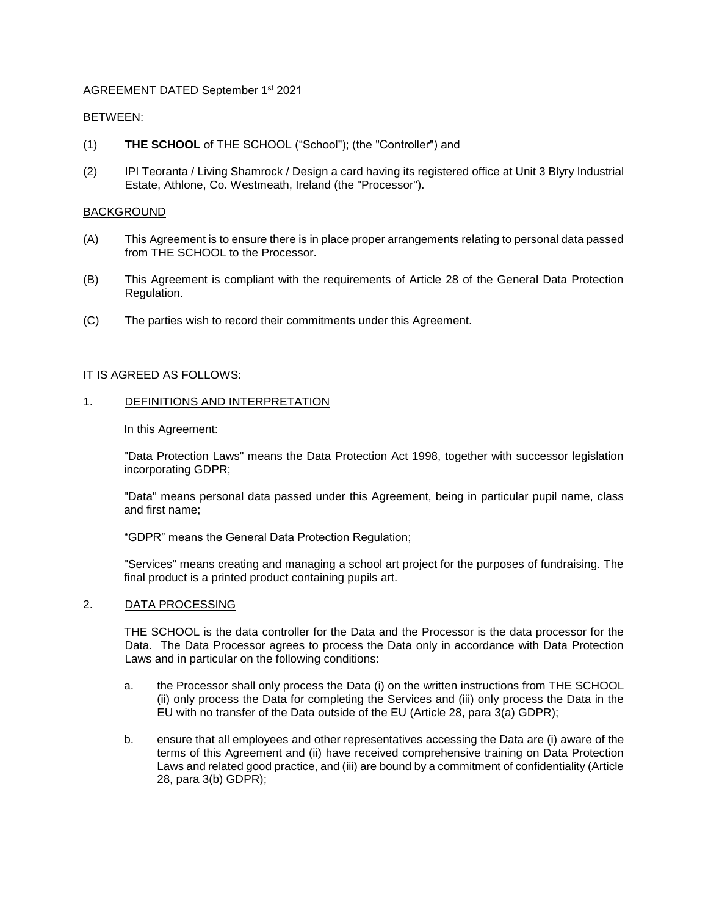AGREEMENT DATED September 1st 2021

BETWEEN:

(1) **THE SCHOOL** of THE SCHOOL ("School"); (the "Controller") and

(2) IPI Teoranta / Living Shamrock / Design a card having its registered office at Unit 3 Blyry Industrial Estate, Athlone, Co. Westmeath, Ireland (the "Processor").

BACKGROUND

(A) This Agreement is to ensure there is in place proper arrangements relating to personal data passed from THE SCHOOL to the Processor.

(B) This Agreement is compliant with the requirements of Article 28 of the General Data Protection Regulation.

(C) The parties wish to record their commitments under this Agreement.

IT IS AGREED AS FOLLOWS:

1. DEFINITIONS AND INTERPRETATION

In this Agreement:

"Data Protection Laws" means the Data Protection Act 1998, together with successor legislation incorporating GDPR;

"Data" means personal data passed under this Agreement, being in particular pupil name, class and first name;

"GDPR" means the General Data Protection Regulation;

"Services" means creating and managing a school art project for the purposes of fundraising. The final product is a printed product containing pupils art.

2. DATA PROCESSING

THE SCHOOL is the data controller for the Data and the Processor is the data processor for the Data. The Data Processor agrees to process the Data only in accordance with Data Protection Laws and in particular on the following conditions:

a. the Processor shall only process the Data (i) on the written instructions from THE SCHOOL (ii) only process the Data for completing the Services and (iii) only process the Data in the EU with no transfer of the Data outside of the EU (Article 28, para 3(a) GDPR);

b. ensure that all employees and other representatives accessing the Data are (i) aware of the terms of this Agreement and (ii) have received comprehensive training on Data Protection Laws and related good practice, and (iii) are bound by a commitment of confidentiality (Article 28, para 3(b) GDPR);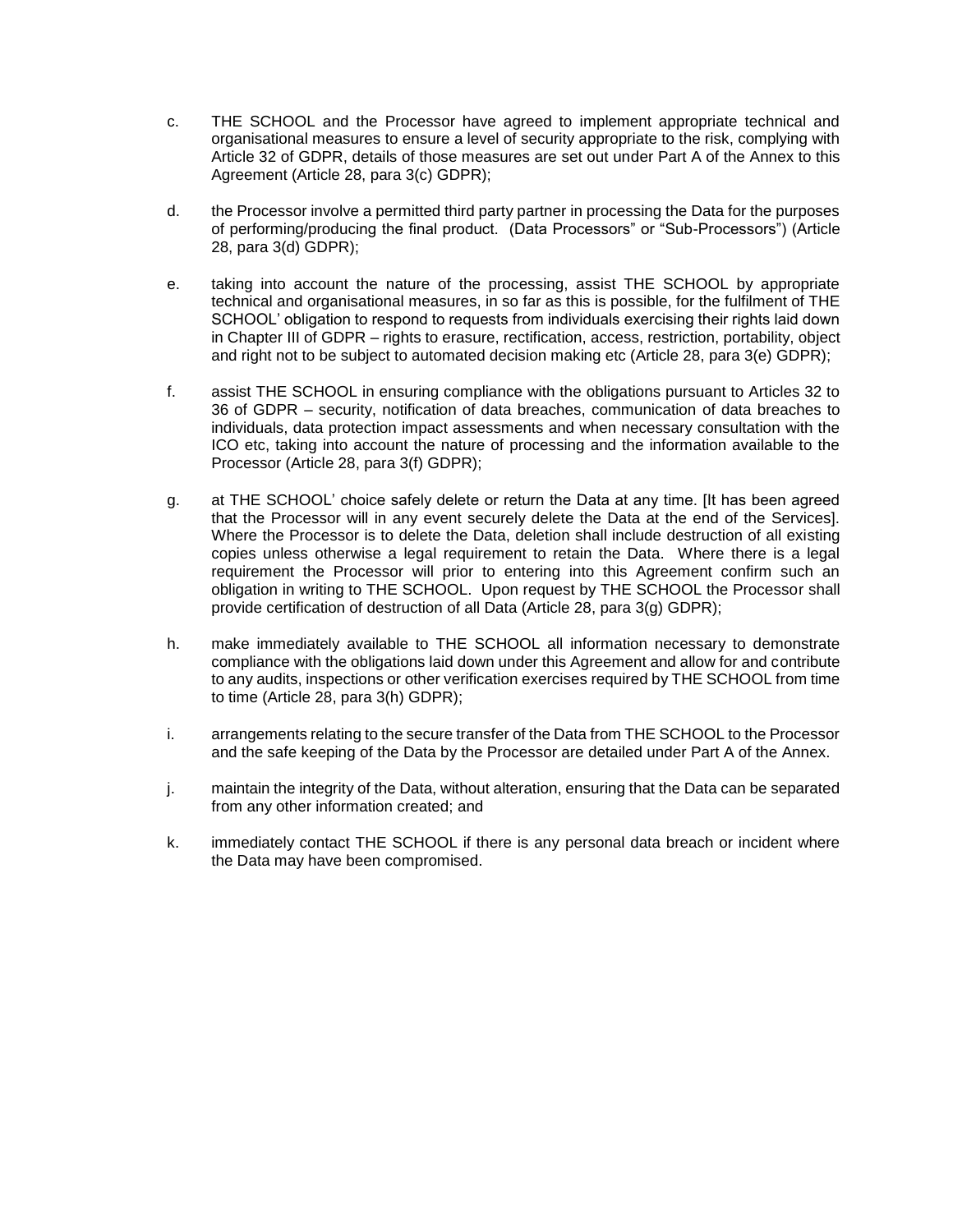c. THE SCHOOL and the Processor have agreed to implement appropriate technical and organisational measures to ensure a level of security appropriate to the risk, complying with Article 32 of GDPR, details of those measures are set out under Part A of the Annex to this Agreement (Article 28, para 3(c) GDPR);

d. the Processor involve a permitted third party partner in processing the Data for the purposes of performing/producing the final product. (Data Processors" or "Sub-Processors") (Article 28, para 3(d) GDPR);

e. taking into account the nature of the processing, assist THE SCHOOL by appropriate technical and organisational measures, in so far as this is possible, for the fulfilment of THE SCHOOL' obligation to respond to requests from individuals exercising their rights laid down in Chapter III of GDPR – rights to erasure, rectification, access, restriction, portability, object and right not to be subject to automated decision making etc (Article 28, para 3(e) GDPR);

f. assist THE SCHOOL in ensuring compliance with the obligations pursuant to Articles 32 to 36 of GDPR – security, notification of data breaches, communication of data breaches to individuals, data protection impact assessments and when necessary consultation with the ICO etc, taking into account the nature of processing and the information available to the Processor (Article 28, para 3(f) GDPR);

g. at THE SCHOOL' choice safely delete or return the Data at any time. [It has been agreed that the Processor will in any event securely delete the Data at the end of the Services]. Where the Processor is to delete the Data, deletion shall include destruction of all existing copies unless otherwise a legal requirement to retain the Data. Where there is a legal requirement the Processor will prior to entering into this Agreement confirm such an obligation in writing to THE SCHOOL. Upon request by THE SCHOOL the Processor shall provide certification of destruction of all Data (Article 28, para 3(g) GDPR);

h. make immediately available to THE SCHOOL all information necessary to demonstrate compliance with the obligations laid down under this Agreement and allow for and contribute to any audits, inspections or other verification exercises required by THE SCHOOL from time to time (Article 28, para 3(h) GDPR);

i. arrangements relating to the secure transfer of the Data from THE SCHOOL to the Processor and the safe keeping of the Data by the Processor are detailed under Part A of the Annex.

j. maintain the integrity of the Data, without alteration, ensuring that the Data can be separated from any other information created; and

k. immediately contact THE SCHOOL if there is any personal data breach or incident where the Data may have been compromised.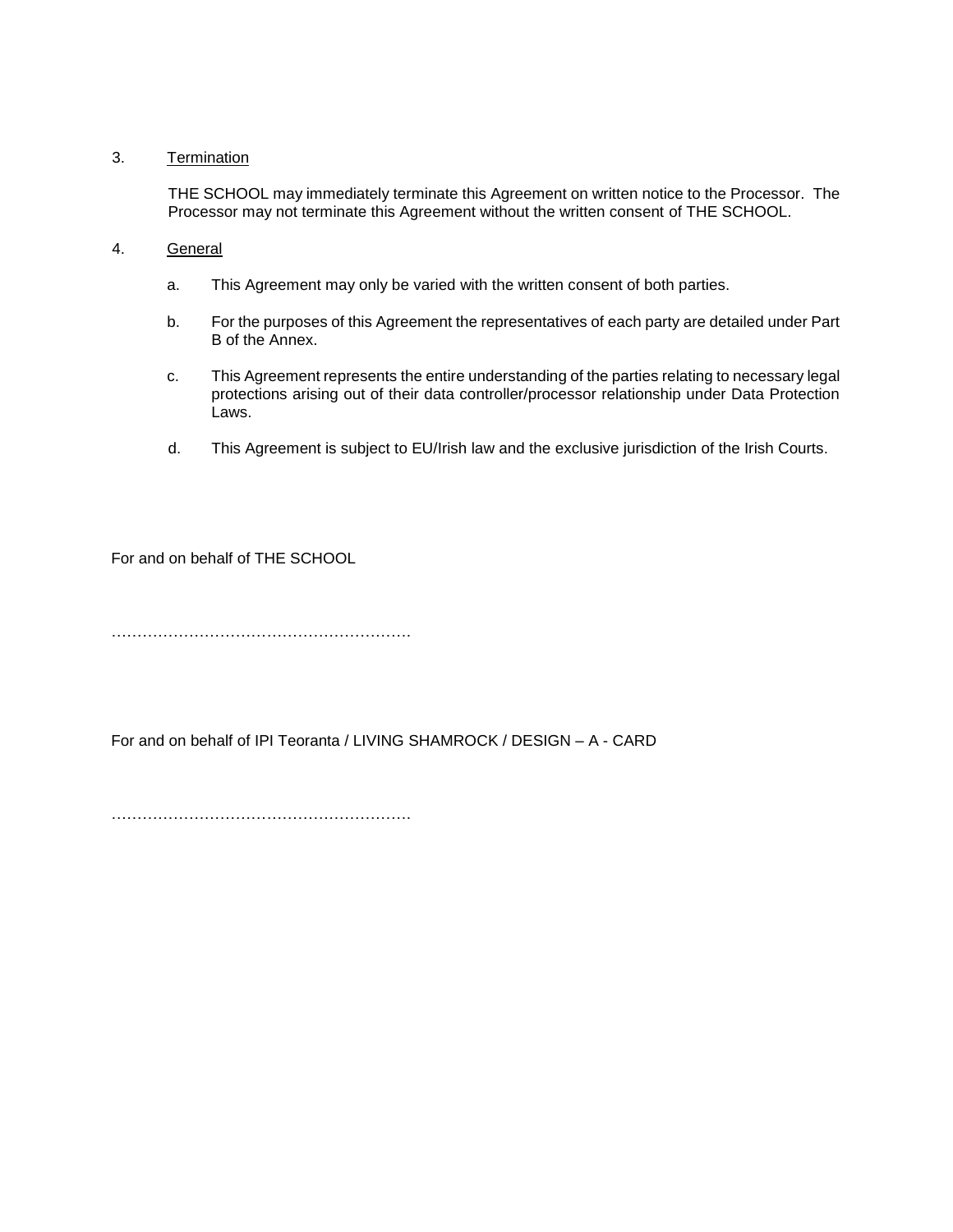3. <u>Termination</u>

THE SCHOOL may immediately terminate this Agreement on written notice to the Processor. The Processor may not terminate this Agreement without the written consent of THE SCHOOL.

4. <u>General</u>

   a. This Agreement may only be varied with the written consent of both parties.

   b. For the purposes of this Agreement the representatives of each party are detailed under Part B of the Annex.

   c. This Agreement represents the entire understanding of the parties relating to necessary legal protections arising out of their data controller/processor relationship under Data Protection Laws.

   d. This Agreement is subject to EU/Irish law and the exclusive jurisdiction of the Irish Courts.

For and on behalf of THE SCHOOL

…………………………………………………

For and on behalf of IPI Teoranta / LIVING SHAMROCK / DESIGN – A - CARD

…………………………………………………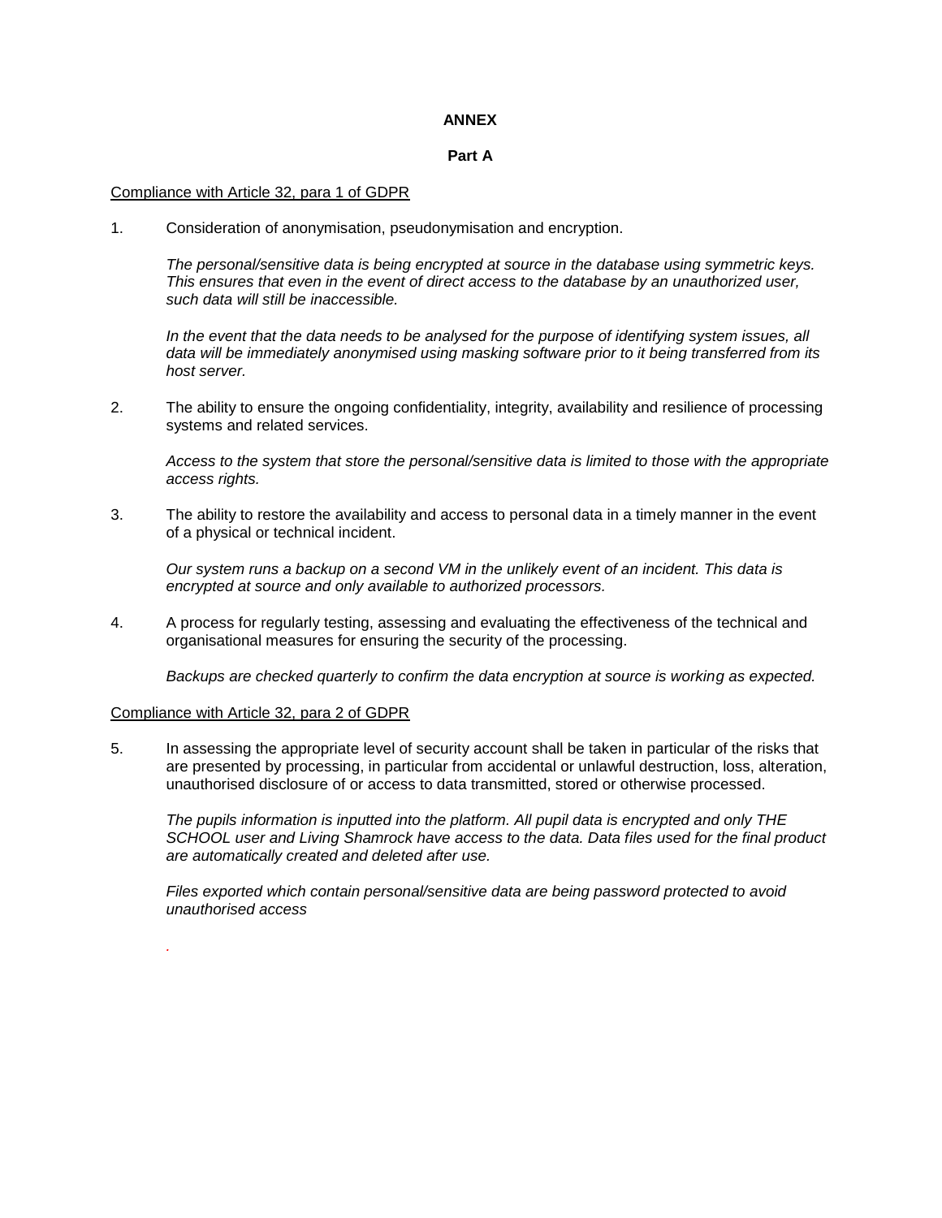**ANNEX**

**Part A**

<u>Compliance with Article 32, para 1 of GDPR</u>

1. Consideration of anonymisation, pseudonymisation and encryption.

   *The personal/sensitive data is being encrypted at source in the database using symmetric keys. This ensures that even in the event of direct access to the database by an unauthorized user, such data will still be inaccessible.*

   *In the event that the data needs to be analysed for the purpose of identifying system issues, all data will be immediately anonymised using masking software prior to it being transferred from its host server.*

2. The ability to ensure the ongoing confidentiality, integrity, availability and resilience of processing systems and related services.

   *Access to the system that store the personal/sensitive data is limited to those with the appropriate access rights.*

3. The ability to restore the availability and access to personal data in a timely manner in the event of a physical or technical incident.

   *Our system runs a backup on a second VM in the unlikely event of an incident. This data is encrypted at source and only available to authorized processors.*

4. A process for regularly testing, assessing and evaluating the effectiveness of the technical and organisational measures for ensuring the security of the processing.

   *Backups are checked quarterly to confirm the data encryption at source is working as expected.*

<u>Compliance with Article 32, para 2 of GDPR</u>

5. In assessing the appropriate level of security account shall be taken in particular of the risks that are presented by processing, in particular from accidental or unlawful destruction, loss, alteration, unauthorised disclosure of or access to data transmitted, stored or otherwise processed.

   *The pupils information is inputted into the platform. All pupil data is encrypted and only THE SCHOOL user and Living Shamrock have access to the data. Data files used for the final product are automatically created and deleted after use.*

   *Files exported which contain personal/sensitive data are being password protected to avoid unauthorised access*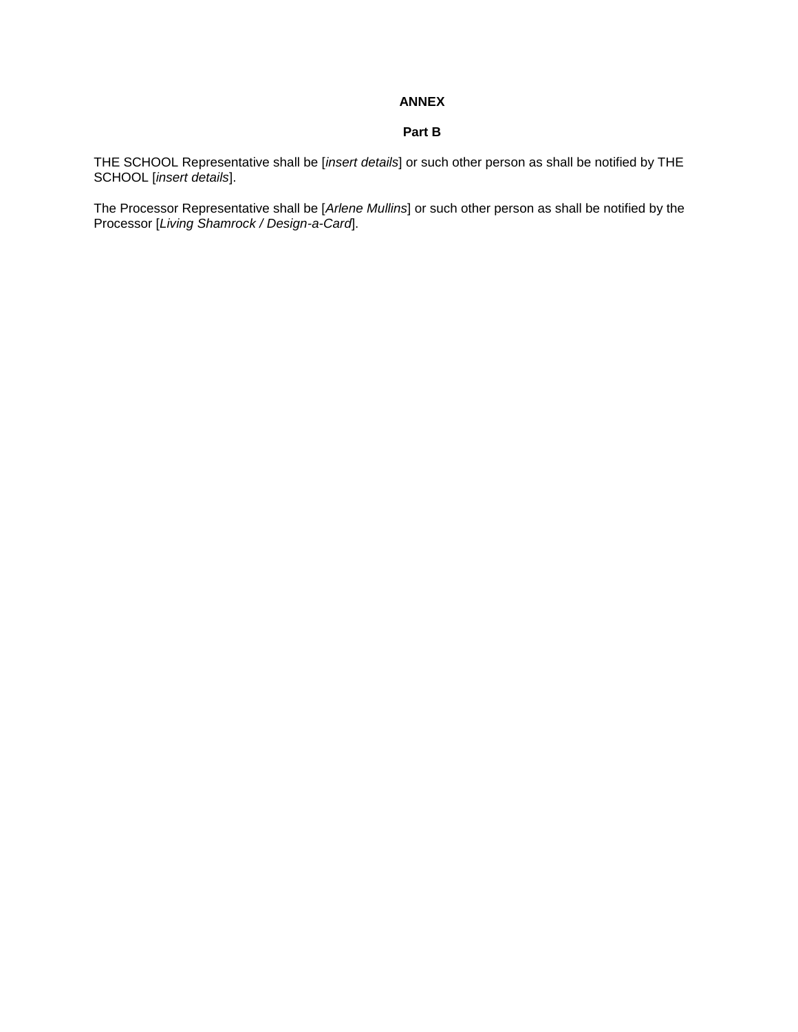**ANNEX**

**Part B**

THE SCHOOL Representative shall be [*insert details*] or such other person as shall be notified by THE SCHOOL [*insert details*].

The Processor Representative shall be [*Arlene Mullins*] or such other person as shall be notified by the Processor [*Living Shamrock / Design-a-Card*].